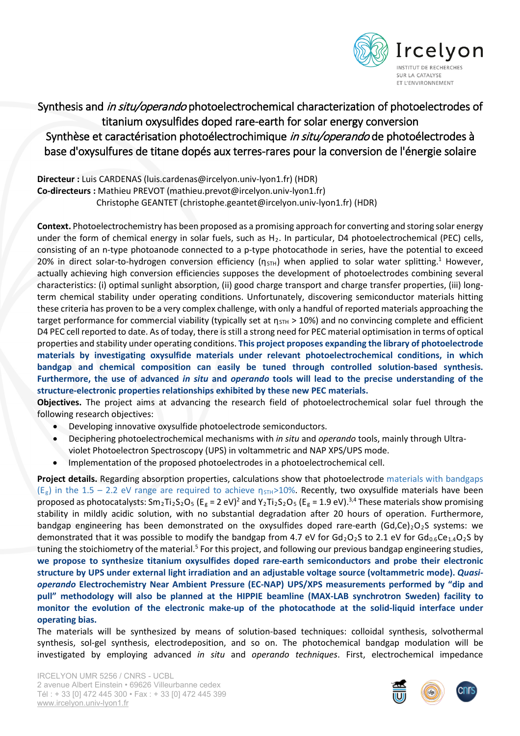# Synthesis and *in situ/operando* photoelectrochemical characterization of photoelectrodes of titanium oxysulfides doped rare-earth for solar energy conversion

# Synthèse et caractérisation photoélectrochimique *in situ/operando* de photoélectrodes à base d'oxysulfures de titane dopés aux terres-rares pour la conversion de l'énergie solaire

**Directeur :** Luis CARDENAS (luis.cardenas@ircelyon.univ-lyon1.fr) (HDR)
**Co-directeurs :** Mathieu PREVOT (mathieu.prevot@ircelyon.univ-lyon1.fr)
Christophe GEANTET (christophe.geantet@ircelyon.univ-lyon1.fr) (HDR)

**Context.** Photoelectrochemistry has been proposed as a promising approach for converting and storing solar energy under the form of chemical energy in solar fuels, such as $H_2$. In particular, D4 photoelectrochemical (PEC) cells, consisting of an n-type photoanode connected to a p-type photocathode in series, have the potential to exceed 20% in direct solar-to-hydrogen conversion efficiency ($\eta_{STH}$) when applied to solar water splitting.[1] However, actually achieving high conversion efficiencies supposes the development of photoelectrodes combining several characteristics: (i) optimal sunlight absorption, (ii) good charge transport and charge transfer properties, (iii) long-term chemical stability under operating conditions. Unfortunately, discovering semiconductor materials hitting these criteria has proven to be a very complex challenge, with only a handful of reported materials approaching the target performance for commercial viability (typically set at $\eta_{STH}$ > 10%) and no convincing complete and efficient D4 PEC cell reported to date. As of today, there is still a strong need for PEC material optimisation in terms of optical properties and stability under operating conditions. **This project proposes expanding the library of photoelectrode materials by investigating oxysulfide materials under relevant photoelectrochemical conditions, in which bandgap and chemical composition can easily be tuned through controlled solution-based synthesis. Furthermore, the use of advanced *in situ* and *operando* tools will lead to the precise understanding of the structure-electronic properties relationships exhibited by these new PEC materials.**

**Objectives.** The project aims at advancing the research field of photoelectrochemical solar fuel through the following research objectives:

- Developing innovative oxysulfide photoelectrode semiconductors.
- Deciphering photoelectrochemical mechanisms with *in situ* and *operando* tools, mainly through Ultra-violet Photoelectron Spectroscopy (UPS) in voltammetric and NAP XPS/UPS mode.
- Implementation of the proposed photoelectrodes in a photoelectrochemical cell.

**Project details.** Regarding absorption properties, calculations show that photoelectrode materials with bandgaps ($E_g$) in the 1.5 – 2.2 eV range are required to achieve $\eta_{STH}$>10%. Recently, two oxysulfide materials have been proposed as photocatalysts: $Sm_2Ti_2S_2O_5$ ($E_g$ = 2 eV)[2] and $Y_2Ti_2S_2O_5$ ($E_g$ = 1.9 eV).[3,4] These materials show promising stability in mildly acidic solution, with no substantial degradation after 20 hours of operation. Furthermore, bandgap engineering has been demonstrated on the oxysulfides doped rare-earth $(Gd,Ce)_2O_2S$ systems: we demonstrated that it was possible to modify the bandgap from 4.7 eV for $Gd_2O_2S$ to 2.1 eV for $Gd_{0.6}Ce_{1.4}O_2S$ by tuning the stoichiometry of the material.[5] For this project, and following our previous bandgap engineering studies, **we propose to synthesize titanium oxysulfides doped rare-earth semiconductors and probe their electronic structure by UPS under external light irradiation and an adjustable voltage source (voltammetric mode). *Quasi-operando* Electrochemistry Near Ambient Pressure (EC-NAP) UPS/XPS measurements performed by "dip and pull" methodology will also be planned at the HIPPIE beamline (MAX-LAB synchrotron Sweden) facility to monitor the evolution of the electronic make-up of the photocathode at the solid-liquid interface under operating bias.**

The materials will be synthesized by means of solution-based techniques: colloidal synthesis, solvothermal synthesis, sol-gel synthesis, electrodeposition, and so on. The photochemical bandgap modulation will be investigated by employing advanced *in situ* and *operando techniques*. First, electrochemical impedance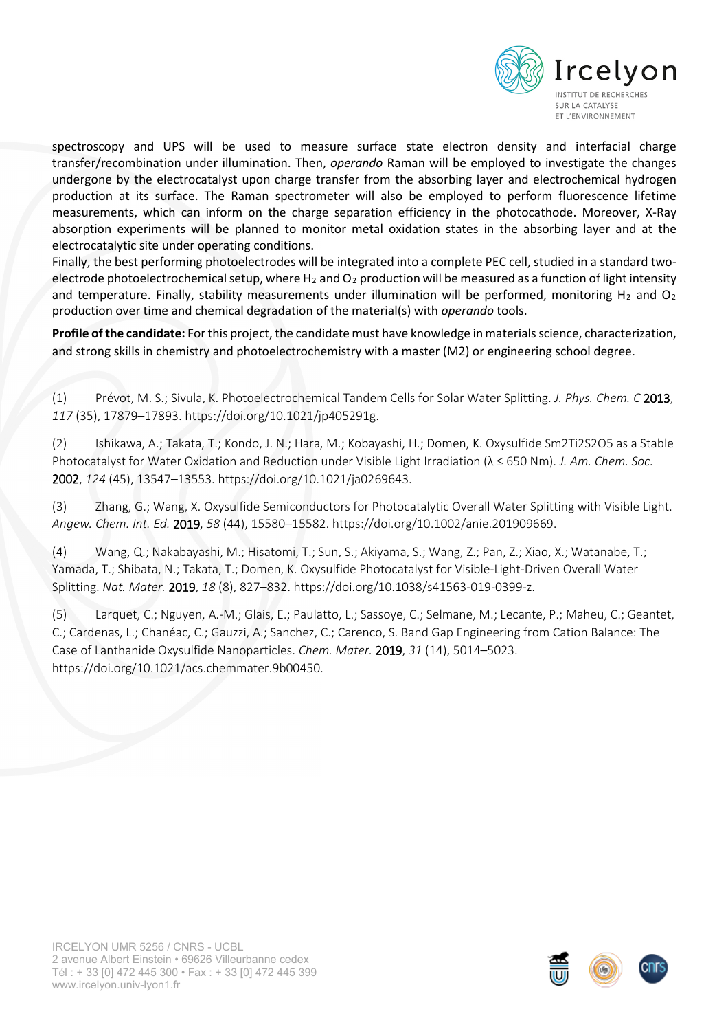spectroscopy and UPS will be used to measure surface state electron density and interfacial charge transfer/recombination under illumination. Then, *operando* Raman will be employed to investigate the changes undergone by the electrocatalyst upon charge transfer from the absorbing layer and electrochemical hydrogen production at its surface. The Raman spectrometer will also be employed to perform fluorescence lifetime measurements, which can inform on the charge separation efficiency in the photocathode. Moreover, X-Ray absorption experiments will be planned to monitor metal oxidation states in the absorbing layer and at the electrocatalytic site under operating conditions.

Finally, the best performing photoelectrodes will be integrated into a complete PEC cell, studied in a standard two-electrode photoelectrochemical setup, where $H_2$ and $O_2$ production will be measured as a function of light intensity and temperature. Finally, stability measurements under illumination will be performed, monitoring $H_2$ and $O_2$ production over time and chemical degradation of the material(s) with *operando* tools.

**Profile of the candidate:** For this project, the candidate must have knowledge in materials science, characterization, and strong skills in chemistry and photoelectrochemistry with a master (M2) or engineering school degree.

(1) Prévot, M. S.; Sivula, K. Photoelectrochemical Tandem Cells for Solar Water Splitting. *J. Phys. Chem. C* **2013**, *117* (35), 17879–17893. https://doi.org/10.1021/jp405291g.

(2) Ishikawa, A.; Takata, T.; Kondo, J. N.; Hara, M.; Kobayashi, H.; Domen, K. Oxysulfide Sm2Ti2S2O5 as a Stable Photocatalyst for Water Oxidation and Reduction under Visible Light Irradiation (λ ≤ 650 Nm). *J. Am. Chem. Soc.* **2002**, *124* (45), 13547–13553. https://doi.org/10.1021/ja0269643.

(3) Zhang, G.; Wang, X. Oxysulfide Semiconductors for Photocatalytic Overall Water Splitting with Visible Light. *Angew. Chem. Int. Ed.* **2019**, *58* (44), 15580–15582. https://doi.org/10.1002/anie.201909669.

(4) Wang, Q.; Nakabayashi, M.; Hisatomi, T.; Sun, S.; Akiyama, S.; Wang, Z.; Pan, Z.; Xiao, X.; Watanabe, T.; Yamada, T.; Shibata, N.; Takata, T.; Domen, K. Oxysulfide Photocatalyst for Visible-Light-Driven Overall Water Splitting. *Nat. Mater.* **2019**, *18* (8), 827–832. https://doi.org/10.1038/s41563-019-0399-z.

(5) Larquet, C.; Nguyen, A.-M.; Glais, E.; Paulatto, L.; Sassoye, C.; Selmane, M.; Lecante, P.; Maheu, C.; Geantet, C.; Cardenas, L.; Chanéac, C.; Gauzzi, A.; Sanchez, C.; Carenco, S. Band Gap Engineering from Cation Balance: The Case of Lanthanide Oxysulfide Nanoparticles. *Chem. Mater.* **2019**, *31* (14), 5014–5023. https://doi.org/10.1021/acs.chemmater.9b00450.